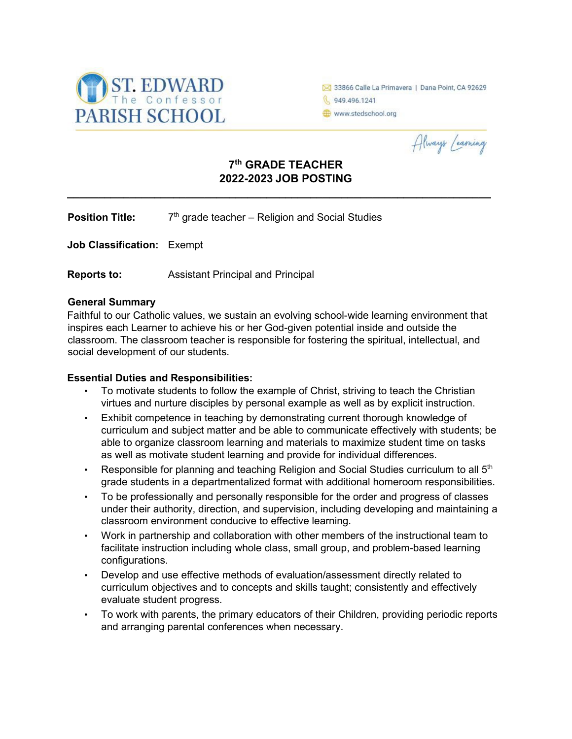ST. EDWARD
The Confessor
PARISH SCHOOL

33866 Calle La Primavera | Dana Point, CA 92629
949.496.1241
www.stedschool.org

*Always Learning*

# 7th GRADE TEACHER
# 2022-2023 JOB POSTING

---

**Position Title:** 7th grade teacher – Religion and Social Studies

**Job Classification:** Exempt

**Reports to:** Assistant Principal and Principal

**General Summary**

Faithful to our Catholic values, we sustain an evolving school-wide learning environment that inspires each Learner to achieve his or her God-given potential inside and outside the classroom. The classroom teacher is responsible for fostering the spiritual, intellectual, and social development of our students.

**Essential Duties and Responsibilities:**

- To motivate students to follow the example of Christ, striving to teach the Christian virtues and nurture disciples by personal example as well as by explicit instruction.
- Exhibit competence in teaching by demonstrating current thorough knowledge of curriculum and subject matter and be able to communicate effectively with students; be able to organize classroom learning and materials to maximize student time on tasks as well as motivate student learning and provide for individual differences.
- Responsible for planning and teaching Religion and Social Studies curriculum to all 5th grade students in a departmentalized format with additional homeroom responsibilities.
- To be professionally and personally responsible for the order and progress of classes under their authority, direction, and supervision, including developing and maintaining a classroom environment conducive to effective learning.
- Work in partnership and collaboration with other members of the instructional team to facilitate instruction including whole class, small group, and problem-based learning configurations.
- Develop and use effective methods of evaluation/assessment directly related to curriculum objectives and to concepts and skills taught; consistently and effectively evaluate student progress.
- To work with parents, the primary educators of their Children, providing periodic reports and arranging parental conferences when necessary.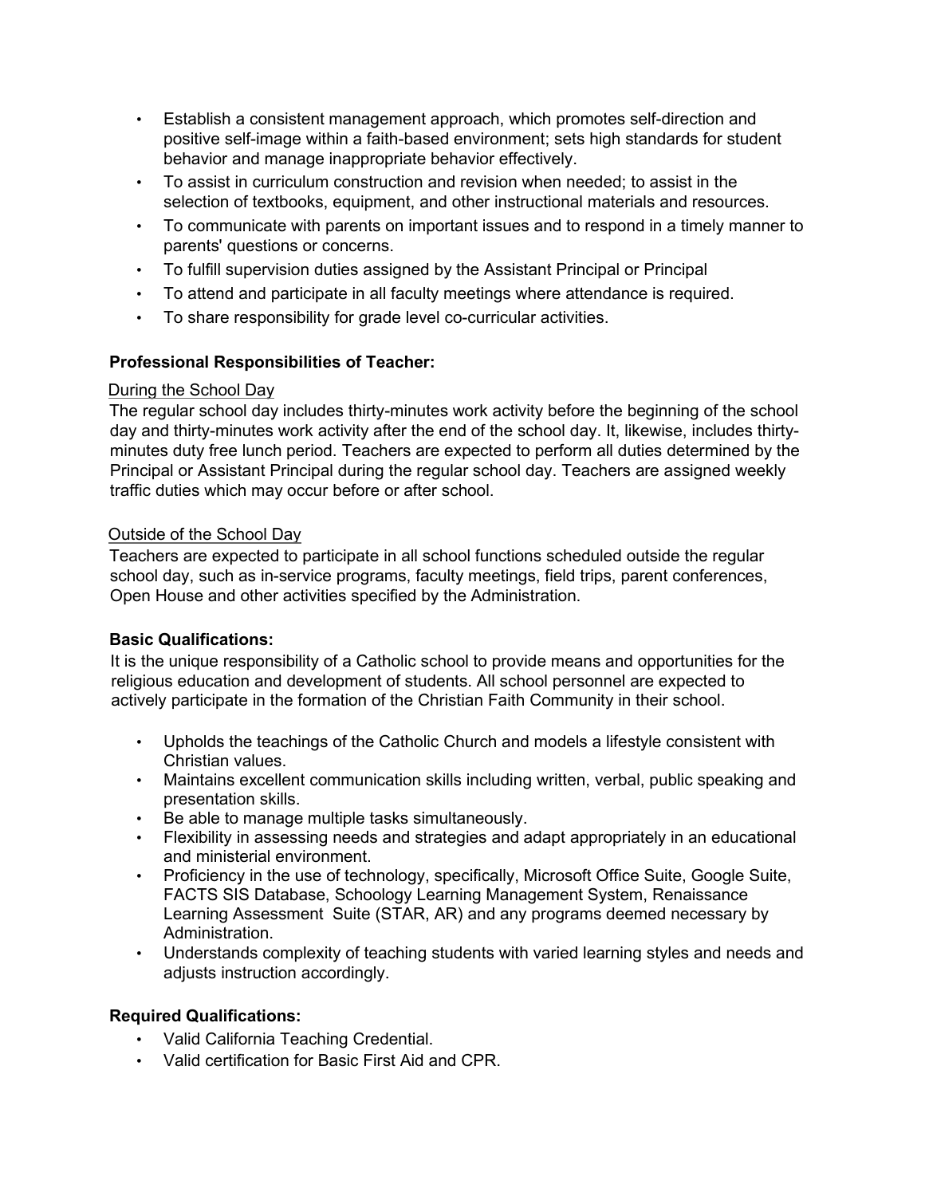- Establish a consistent management approach, which promotes self-direction and positive self-image within a faith-based environment; sets high standards for student behavior and manage inappropriate behavior effectively.
- To assist in curriculum construction and revision when needed; to assist in the selection of textbooks, equipment, and other instructional materials and resources.
- To communicate with parents on important issues and to respond in a timely manner to parents' questions or concerns.
- To fulfill supervision duties assigned by the Assistant Principal or Principal
- To attend and participate in all faculty meetings where attendance is required.
- To share responsibility for grade level co-curricular activities.

**Professional Responsibilities of Teacher:**

<u>During the School Day</u>

The regular school day includes thirty-minutes work activity before the beginning of the school day and thirty-minutes work activity after the end of the school day. It, likewise, includes thirty-minutes duty free lunch period. Teachers are expected to perform all duties determined by the Principal or Assistant Principal during the regular school day. Teachers are assigned weekly traffic duties which may occur before or after school.

<u>Outside of the School Day</u>

Teachers are expected to participate in all school functions scheduled outside the regular school day, such as in-service programs, faculty meetings, field trips, parent conferences, Open House and other activities specified by the Administration.

**Basic Qualifications:**

It is the unique responsibility of a Catholic school to provide means and opportunities for the religious education and development of students. All school personnel are expected to actively participate in the formation of the Christian Faith Community in their school.

- Upholds the teachings of the Catholic Church and models a lifestyle consistent with Christian values.
- Maintains excellent communication skills including written, verbal, public speaking and presentation skills.
- Be able to manage multiple tasks simultaneously.
- Flexibility in assessing needs and strategies and adapt appropriately in an educational and ministerial environment.
- Proficiency in the use of technology, specifically, Microsoft Office Suite, Google Suite, FACTS SIS Database, Schoology Learning Management System, Renaissance Learning Assessment Suite (STAR, AR) and any programs deemed necessary by Administration.
- Understands complexity of teaching students with varied learning styles and needs and adjusts instruction accordingly.

**Required Qualifications:**

- Valid California Teaching Credential.
- Valid certification for Basic First Aid and CPR.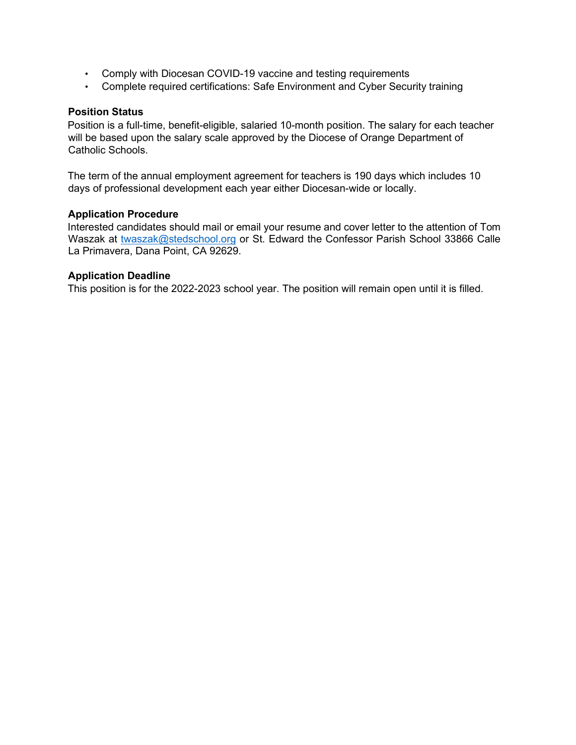- Comply with Diocesan COVID-19 vaccine and testing requirements
- Complete required certifications: Safe Environment and Cyber Security training

**Position Status**

Position is a full-time, benefit-eligible, salaried 10-month position. The salary for each teacher will be based upon the salary scale approved by the Diocese of Orange Department of Catholic Schools.

The term of the annual employment agreement for teachers is 190 days which includes 10 days of professional development each year either Diocesan-wide or locally.

**Application Procedure**

Interested candidates should mail or email your resume and cover letter to the attention of Tom Waszak at twaszak@stedschool.org or St. Edward the Confessor Parish School 33866 Calle La Primavera, Dana Point, CA 92629.

**Application Deadline**

This position is for the 2022-2023 school year. The position will remain open until it is filled.